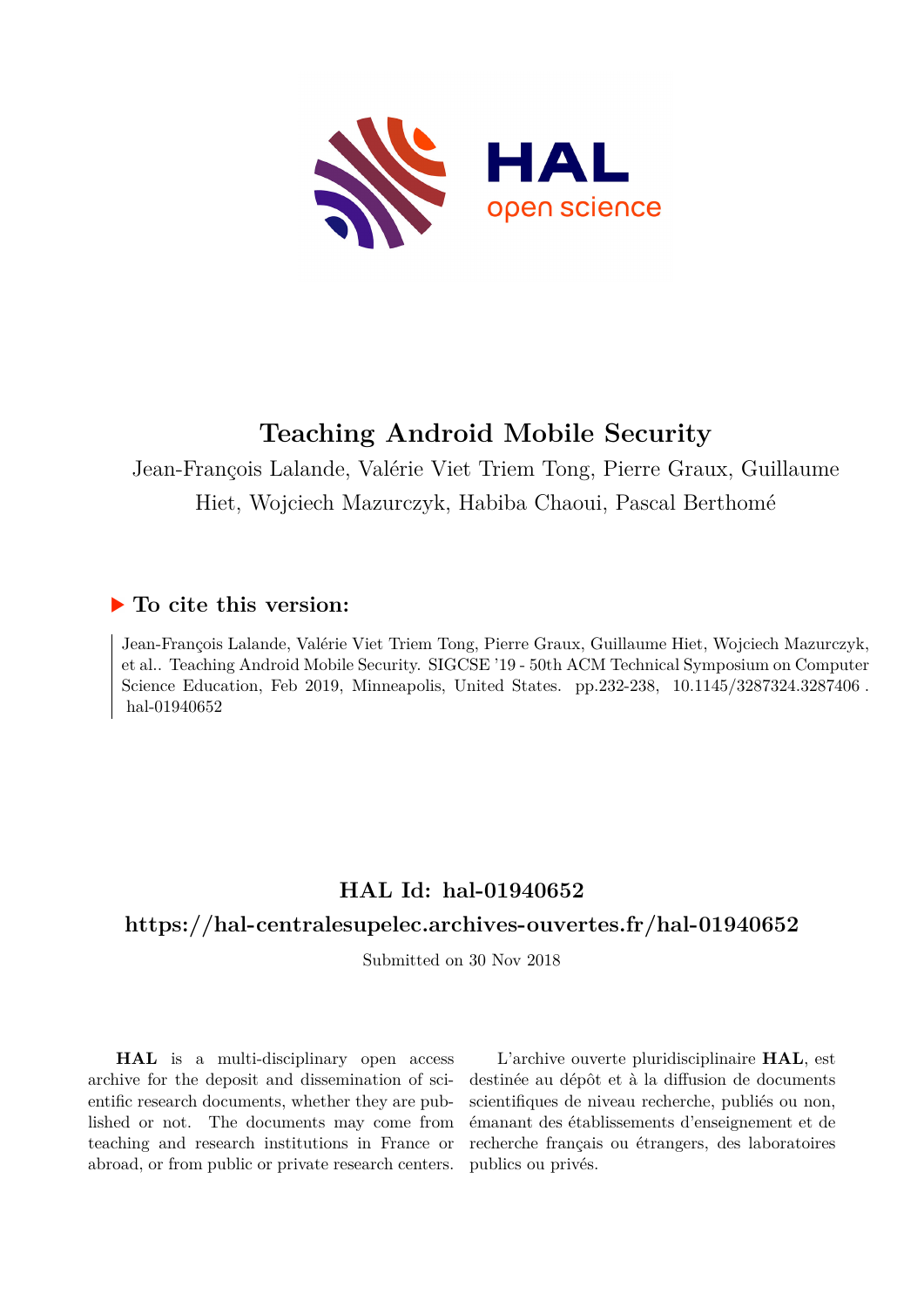# Teaching Android Mobile Security

Jean-François Lalande, Valérie Viet Triem Tong, Pierre Graux, Guillaume Hiet, Wojciech Mazurczyk, Habiba Chaoui, Pascal Berthomé

## ▶ To cite this version:

Jean-François Lalande, Valérie Viet Triem Tong, Pierre Graux, Guillaume Hiet, Wojciech Mazurczyk, et al.. Teaching Android Mobile Security. SIGCSE '19 - 50th ACM Technical Symposium on Computer Science Education, Feb 2019, Minneapolis, United States. pp.232-238, 10.1145/3287324.3287406 . hal-01940652

## HAL Id: hal-01940652

## https://hal-centralesupelec.archives-ouvertes.fr/hal-01940652

Submitted on 30 Nov 2018

**HAL** is a multi-disciplinary open access archive for the deposit and dissemination of scientific research documents, whether they are published or not. The documents may come from teaching and research institutions in France or abroad, or from public or private research centers.

L'archive ouverte pluridisciplinaire **HAL**, est destinée au dépôt et à la diffusion de documents scientifiques de niveau recherche, publiés ou non, émanant des établissements d'enseignement et de recherche français ou étrangers, des laboratoires publics ou privés.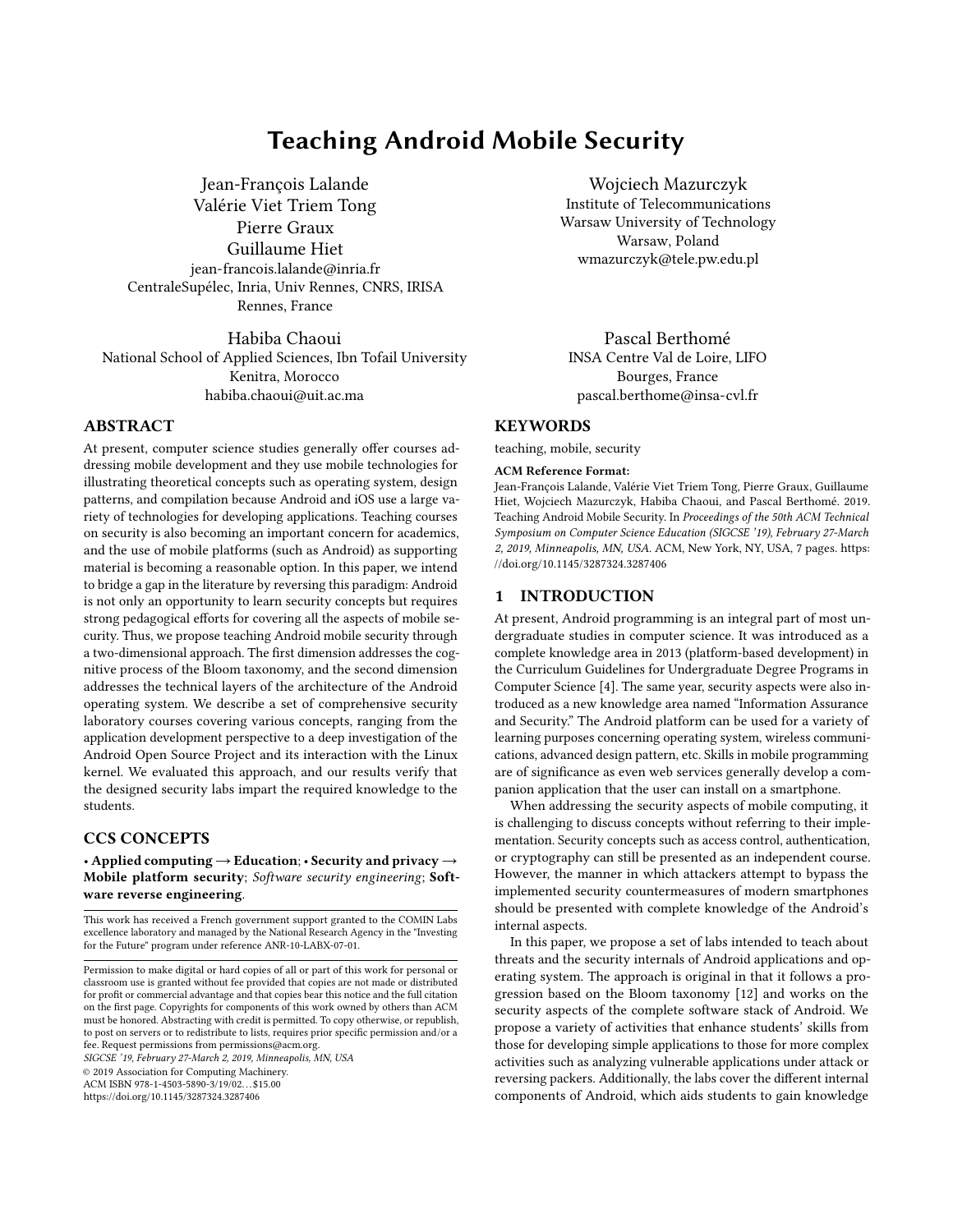# Teaching Android Mobile Security

Jean-François Lalande
Valérie Viet Triem Tong
Pierre Graux
Guillaume Hiet
jean-francois.lalande@inria.fr
CentraleSupélec, Inria, Univ Rennes, CNRS, IRISA
Rennes, France

Wojciech Mazurczyk
Institute of Telecommunications
Warsaw University of Technology
Warsaw, Poland
wmazurczyk@tele.pw.edu.pl

Habiba Chaoui
National School of Applied Sciences, Ibn Tofail University
Kenitra, Morocco
habiba.chaoui@uit.ac.ma

Pascal Berthomé
INSA Centre Val de Loire, LIFO
Bourges, France
pascal.berthome@insa-cvl.fr

## ABSTRACT

At present, computer science studies generally offer courses addressing mobile development and they use mobile technologies for illustrating theoretical concepts such as operating system, design patterns, and compilation because Android and iOS use a large variety of technologies for developing applications. Teaching courses on security is also becoming an important concern for academics, and the use of mobile platforms (such as Android) as supporting material is becoming a reasonable option. In this paper, we intend to bridge a gap in the literature by reversing this paradigm: Android is not only an opportunity to learn security concepts but requires strong pedagogical efforts for covering all the aspects of mobile security. Thus, we propose teaching Android mobile security through a two-dimensional approach. The first dimension addresses the cognitive process of the Bloom taxonomy, and the second dimension addresses the technical layers of the architecture of the Android operating system. We describe a set of comprehensive security laboratory courses covering various concepts, ranging from the application development perspective to a deep investigation of the Android Open Source Project and its interaction with the Linux kernel. We evaluated this approach, and our results verify that the designed security labs impart the required knowledge to the students.

## CCS CONCEPTS

• **Applied computing → Education**; • **Security and privacy → Mobile platform security**; *Software security engineering*; **Software reverse engineering**.

This work has received a French government support granted to the COMIN Labs excellence laboratory and managed by the National Research Agency in the "Investing for the Future" program under reference ANR-10-LABX-07-01.

Permission to make digital or hard copies of all or part of this work for personal or classroom use is granted without fee provided that copies are not made or distributed for profit or commercial advantage and that copies bear this notice and the full citation on the first page. Copyrights for components of this work owned by others than ACM must be honored. Abstracting with credit is permitted. To copy otherwise, or republish, to post on servers or to redistribute to lists, requires prior specific permission and/or a fee. Request permissions from permissions@acm.org.
*SIGCSE '19, February 27-March 2, 2019, Minneapolis, MN, USA*
© 2019 Association for Computing Machinery.
ACM ISBN 978-1-4503-5890-3/19/02…$15.00
https://doi.org/10.1145/3287324.3287406

## KEYWORDS

teaching, mobile, security

**ACM Reference Format:**
Jean-François Lalande, Valérie Viet Triem Tong, Pierre Graux, Guillaume Hiet, Wojciech Mazurczyk, Habiba Chaoui, and Pascal Berthomé. 2019. Teaching Android Mobile Security. In *Proceedings of the 50th ACM Technical Symposium on Computer Science Education (SIGCSE '19), February 27-March 2, 2019, Minneapolis, MN, USA.* ACM, New York, NY, USA, 7 pages. https://doi.org/10.1145/3287324.3287406

## 1 INTRODUCTION

At present, Android programming is an integral part of most undergraduate studies in computer science. It was introduced as a complete knowledge area in 2013 (platform-based development) in the Curriculum Guidelines for Undergraduate Degree Programs in Computer Science [4]. The same year, security aspects were also introduced as a new knowledge area named "Information Assurance and Security." The Android platform can be used for a variety of learning purposes concerning operating system, wireless communications, advanced design pattern, etc. Skills in mobile programming are of significance as even web services generally develop a companion application that the user can install on a smartphone.

When addressing the security aspects of mobile computing, it is challenging to discuss concepts without referring to their implementation. Security concepts such as access control, authentication, or cryptography can still be presented as an independent course. However, the manner in which attackers attempt to bypass the implemented security countermeasures of modern smartphones should be presented with complete knowledge of the Android's internal aspects.

In this paper, we propose a set of labs intended to teach about threats and the security internals of Android applications and operating system. The approach is original in that it follows a progression based on the Bloom taxonomy [12] and works on the security aspects of the complete software stack of Android. We propose a variety of activities that enhance students' skills from those for developing simple applications to those for more complex activities such as analyzing vulnerable applications under attack or reversing packers. Additionally, the labs cover the different internal components of Android, which aids students to gain knowledge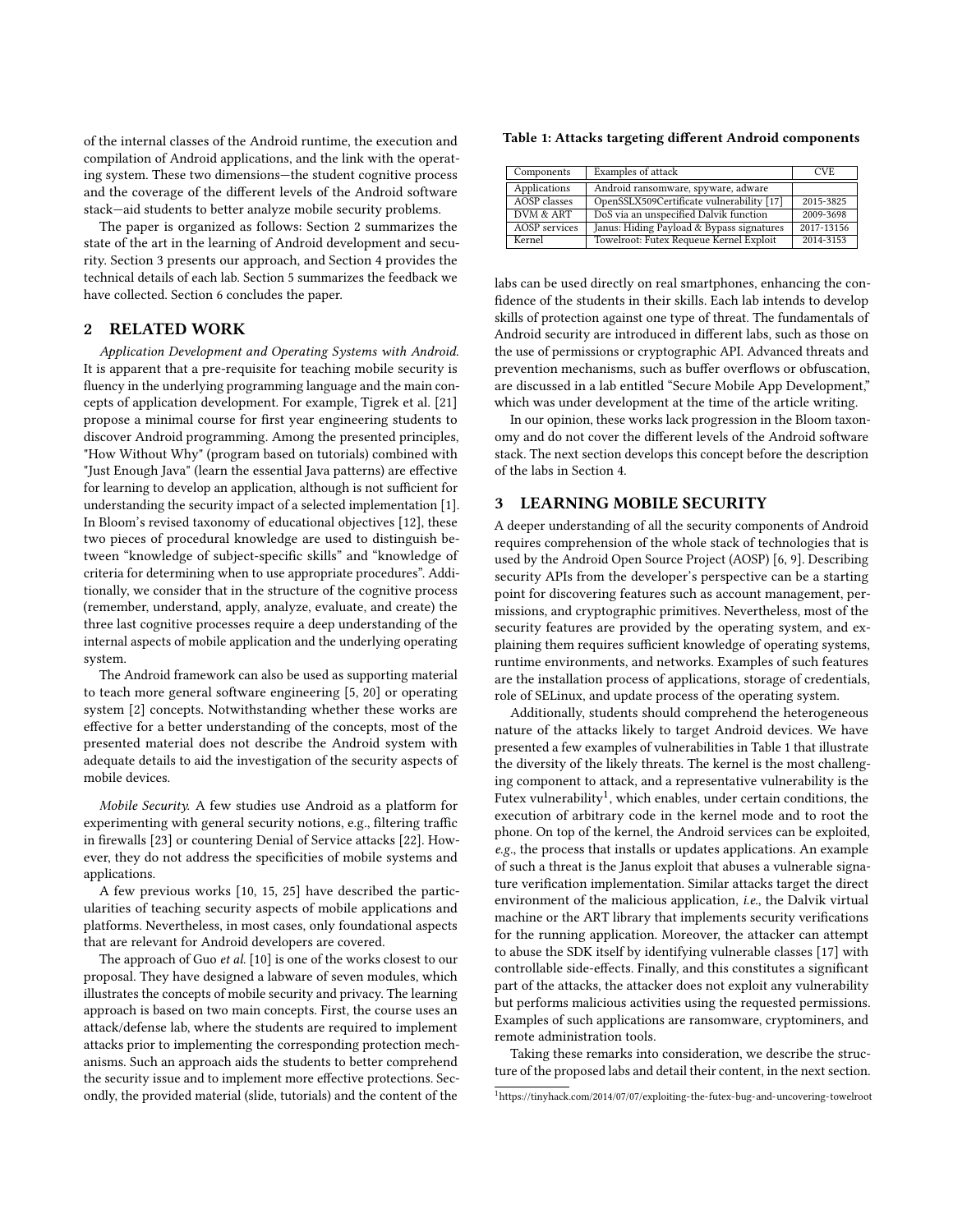of the internal classes of the Android runtime, the execution and compilation of Android applications, and the link with the operating system. These two dimensions—the student cognitive process and the coverage of the different levels of the Android software stack—aid students to better analyze mobile security problems.

The paper is organized as follows: Section 2 summarizes the state of the art in the learning of Android development and security. Section 3 presents our approach, and Section 4 provides the technical details of each lab. Section 5 summarizes the feedback we have collected. Section 6 concludes the paper.

## 2 RELATED WORK

*Application Development and Operating Systems with Android.* It is apparent that a pre-requisite for teaching mobile security is fluency in the underlying programming language and the main concepts of application development. For example, Tigrek et al. [21] propose a minimal course for first year engineering students to discover Android programming. Among the presented principles, "How Without Why" (program based on tutorials) combined with "Just Enough Java" (learn the essential Java patterns) are effective for learning to develop an application, although is not sufficient for understanding the security impact of a selected implementation [1]. In Bloom's revised taxonomy of educational objectives [12], these two pieces of procedural knowledge are used to distinguish between "knowledge of subject-specific skills" and "knowledge of criteria for determining when to use appropriate procedures". Additionally, we consider that in the structure of the cognitive process (remember, understand, apply, analyze, evaluate, and create) the three last cognitive processes require a deep understanding of the internal aspects of mobile application and the underlying operating system.

The Android framework can also be used as supporting material to teach more general software engineering [5, 20] or operating system [2] concepts. Notwithstanding whether these works are effective for a better understanding of the concepts, most of the presented material does not describe the Android system with adequate details to aid the investigation of the security aspects of mobile devices.

*Mobile Security.* A few studies use Android as a platform for experimenting with general security notions, e.g., filtering traffic in firewalls [23] or countering Denial of Service attacks [22]. However, they do not address the specificities of mobile systems and applications.

A few previous works [10, 15, 25] have described the particularities of teaching security aspects of mobile applications and platforms. Nevertheless, in most cases, only foundational aspects that are relevant for Android developers are covered.

The approach of Guo *et al.* [10] is one of the works closest to our proposal. They have designed a labware of seven modules, which illustrates the concepts of mobile security and privacy. The learning approach is based on two main concepts. First, the course uses an attack/defense lab, where the students are required to implement attacks prior to implementing the corresponding protection mechanisms. Such an approach aids the students to better comprehend the security issue and to implement more effective protections. Secondly, the provided material (slide, tutorials) and the content of the labs can be used directly on real smartphones, enhancing the confidence of the students in their skills. Each lab intends to develop skills of protection against one type of threat. The fundamentals of Android security are introduced in different labs, such as those on the use of permissions or cryptographic API. Advanced threats and prevention mechanisms, such as buffer overflows or obfuscation, are discussed in a lab entitled "Secure Mobile App Development," which was under development at the time of the article writing.

In our opinion, these works lack progression in the Bloom taxonomy and do not cover the different levels of the Android software stack. The next section develops this concept before the description of the labs in Section 4.

**Table 1: Attacks targeting different Android components**

| Components | Examples of attack | CVE |
|---|---|---|
| Applications | Android ransomware, spyware, adware | |
| AOSP classes | OpenSSLX509Certificate vulnerability [17] | 2015-3825 |
| DVM & ART | DoS via an unspecified Dalvik function | 2009-3698 |
| AOSP services | Janus: Hiding Payload & Bypass signatures | 2017-13156 |
| Kernel | Towelroot: Futex Requeue Kernel Exploit | 2014-3153 |

## 3 LEARNING MOBILE SECURITY

A deeper understanding of all the security components of Android requires comprehension of the whole stack of technologies that is used by the Android Open Source Project (AOSP) [6, 9]. Describing security APIs from the developer's perspective can be a starting point for discovering features such as account management, permissions, and cryptographic primitives. Nevertheless, most of the security features are provided by the operating system, and explaining them requires sufficient knowledge of operating systems, runtime environments, and networks. Examples of such features are the installation process of applications, storage of credentials, role of SELinux, and update process of the operating system.

Additionally, students should comprehend the heterogeneous nature of the attacks likely to target Android devices. We have presented a few examples of vulnerabilities in Table 1 that illustrate the diversity of the likely threats. The kernel is the most challenging component to attack, and a representative vulnerability is the Futex vulnerability[1], which enables, under certain conditions, the execution of arbitrary code in the kernel mode and to root the phone. On top of the kernel, the Android services can be exploited, *e.g.*, the process that installs or updates applications. An example of such a threat is the Janus exploit that abuses a vulnerable signature verification implementation. Similar attacks target the direct environment of the malicious application, *i.e.*, the Dalvik virtual machine or the ART library that implements security verifications for the running application. Moreover, the attacker can attempt to abuse the SDK itself by identifying vulnerable classes [17] with controllable side-effects. Finally, and this constitutes a significant part of the attacks, the attacker does not exploit any vulnerability but performs malicious activities using the requested permissions. Examples of such applications are ransomware, cryptominers, and remote administration tools.

Taking these remarks into consideration, we describe the structure of the proposed labs and detail their content, in the next section.

[1] https://tinyhack.com/2014/07/07/exploiting-the-futex-bug-and-uncovering-towelroot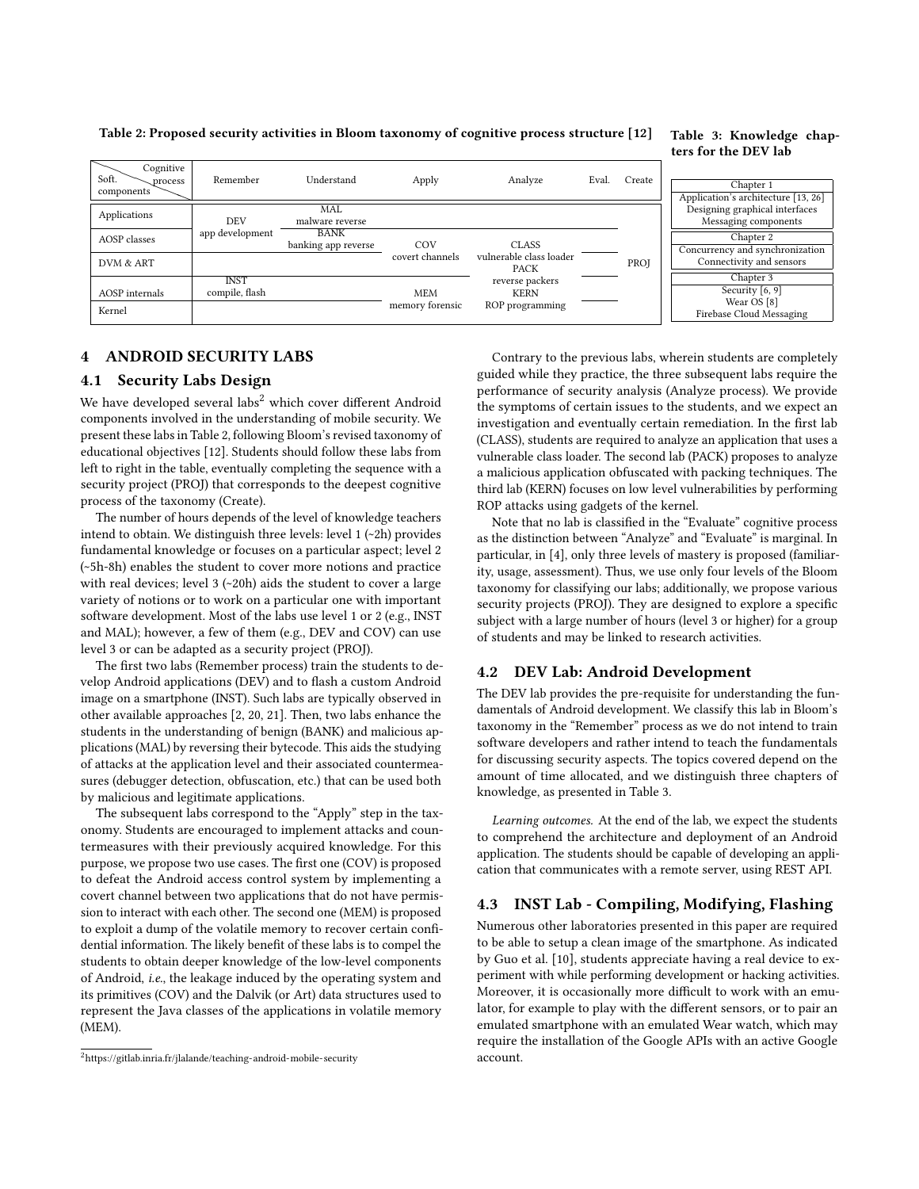**Table 2: Proposed security activities in Bloom taxonomy of cognitive process structure [12]**

| Soft. components \ Cognitive process | Remember | Understand | Apply | Analyze | Eval. | Create |
|---|---|---|---|---|---|---|
| Applications | DEV app development | MAL malware reverse | | | | PROJ |
| AOSP classes | | BANK banking app reverse | COV covert channels | CLASS vulnerable class loader | | |
| DVM & ART | | | | PACK reverse packers | | |
| AOSP internals | INST compile, flash | | MEM memory forensic | KERN ROP programming | | |
| Kernel | | | | | | |

**Table 3: Knowledge chapters for the DEV lab**

| Chapter 1 |
|---|
| Application's architecture [13, 26] |
| Designing graphical interfaces |
| Messaging components |
| **Chapter 2** |
| Concurrency and synchronization |
| Connectivity and sensors |
| **Chapter 3** |
| Security [6, 9] |
| Wear OS [8] |
| Firebase Cloud Messaging |

## 4 ANDROID SECURITY LABS

### 4.1 Security Labs Design

We have developed several labs[2] which cover different Android components involved in the understanding of mobile security. We present these labs in Table 2, following Bloom's revised taxonomy of educational objectives [12]. Students should follow these labs from left to right in the table, eventually completing the sequence with a security project (PROJ) that corresponds to the deepest cognitive process of the taxonomy (Create).

The number of hours depends of the level of knowledge teachers intend to obtain. We distinguish three levels: level 1 (~2h) provides fundamental knowledge or focuses on a particular aspect; level 2 (~5h-8h) enables the student to cover more notions and practice with real devices; level 3 (~20h) aids the student to cover a large variety of notions or to work on a particular one with important software development. Most of the labs use level 1 or 2 (e.g., INST and MAL); however, a few of them (e.g., DEV and COV) can use level 3 or can be adapted as a security project (PROJ).

The first two labs (Remember process) train the students to develop Android applications (DEV) and to flash a custom Android image on a smartphone (INST). Such labs are typically observed in other available approaches [2, 20, 21]. Then, two labs enhance the students in the understanding of benign (BANK) and malicious applications (MAL) by reversing their bytecode. This aids the studying of attacks at the application level and their associated countermeasures (debugger detection, obfuscation, etc.) that can be used both by malicious and legitimate applications.

The subsequent labs correspond to the "Apply" step in the taxonomy. Students are encouraged to implement attacks and countermeasures with their previously acquired knowledge. For this purpose, we propose two use cases. The first one (COV) is proposed to defeat the Android access control system by implementing a covert channel between two applications that do not have permission to interact with each other. The second one (MEM) is proposed to exploit a dump of the volatile memory to recover certain confidential information. The likely benefit of these labs is to compel the students to obtain deeper knowledge of the low-level components of Android, *i.e.*, the leakage induced by the operating system and its primitives (COV) and the Dalvik (or Art) data structures used to represent the Java classes of the applications in volatile memory (MEM).

[2] https://gitlab.inria.fr/jlalande/teaching-android-mobile-security

Contrary to the previous labs, wherein students are completely guided while they practice, the three subsequent labs require the performance of security analysis (Analyze process). We provide the symptoms of certain issues to the students, and we expect an investigation and eventually certain remediation. In the first lab (CLASS), students are required to analyze an application that uses a vulnerable class loader. The second lab (PACK) proposes to analyze a malicious application obfuscated with packing techniques. The third lab (KERN) focuses on low level vulnerabilities by performing ROP attacks using gadgets of the kernel.

Note that no lab is classified in the "Evaluate" cognitive process as the distinction between "Analyze" and "Evaluate" is marginal. In particular, in [4], only three levels of mastery is proposed (familiarity, usage, assessment). Thus, we use only four levels of the Bloom taxonomy for classifying our labs; additionally, we propose various security projects (PROJ). They are designed to explore a specific subject with a large number of hours (level 3 or higher) for a group of students and may be linked to research activities.

### 4.2 DEV Lab: Android Development

The DEV lab provides the pre-requisite for understanding the fundamentals of Android development. We classify this lab in Bloom's taxonomy in the "Remember" process as we do not intend to train software developers and rather intend to teach the fundamentals for discussing security aspects. The topics covered depend on the amount of time allocated, and we distinguish three chapters of knowledge, as presented in Table 3.

*Learning outcomes.* At the end of the lab, we expect the students to comprehend the architecture and deployment of an Android application. The students should be capable of developing an application that communicates with a remote server, using REST API.

### 4.3 INST Lab - Compiling, Modifying, Flashing

Numerous other laboratories presented in this paper are required to be able to setup a clean image of the smartphone. As indicated by Guo et al. [10], students appreciate having a real device to experiment with while performing development or hacking activities. Moreover, it is occasionally more difficult to work with an emulator, for example to play with the different sensors, or to pair an emulated smartphone with an emulated Wear watch, which may require the installation of the Google APIs with an active Google account.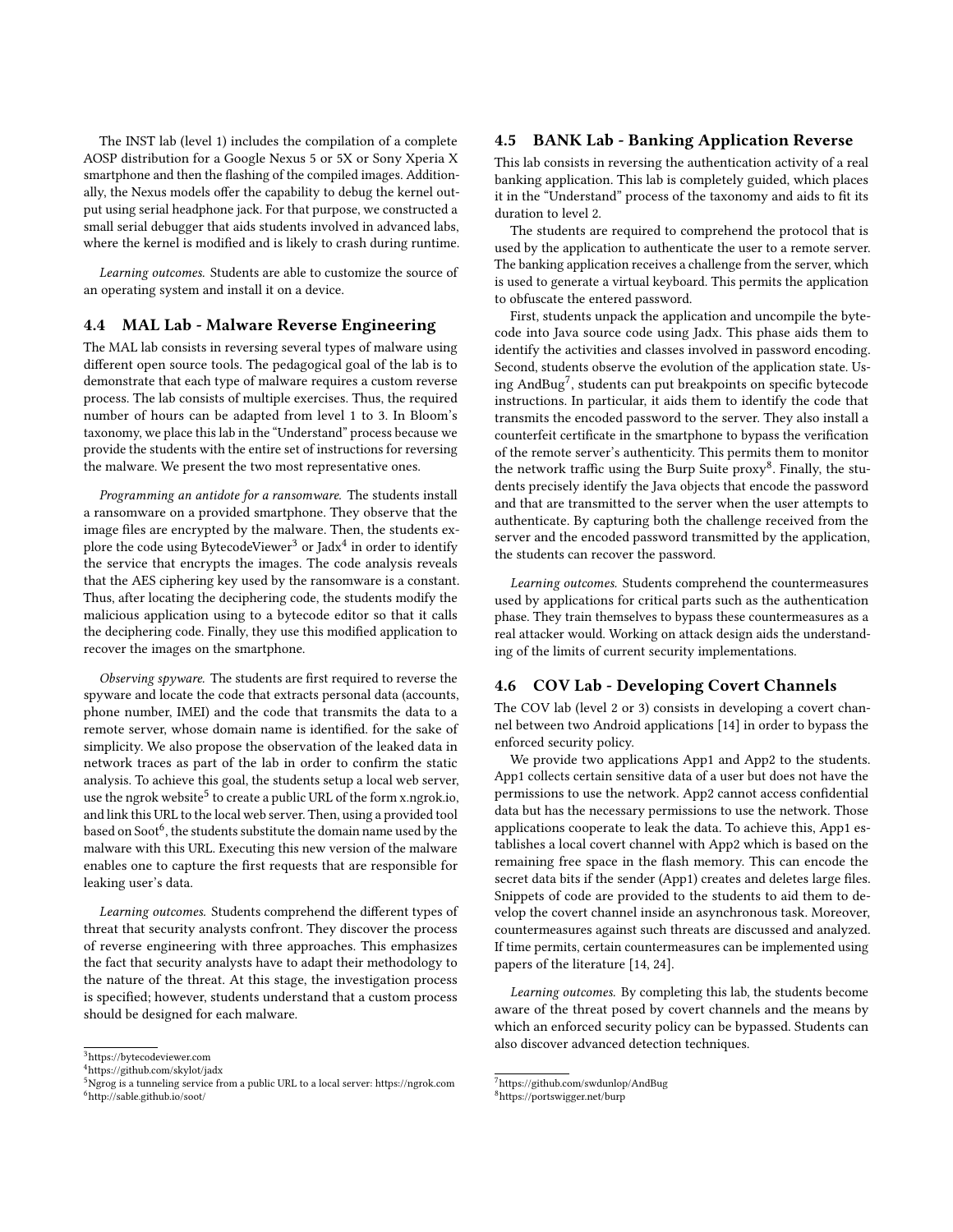The INST lab (level 1) includes the compilation of a complete AOSP distribution for a Google Nexus 5 or 5X or Sony Xperia X smartphone and then the flashing of the compiled images. Additionally, the Nexus models offer the capability to debug the kernel output using serial headphone jack. For that purpose, we constructed a small serial debugger that aids students involved in advanced labs, where the kernel is modified and is likely to crash during runtime.

*Learning outcomes.* Students are able to customize the source of an operating system and install it on a device.

### 4.4 MAL Lab - Malware Reverse Engineering

The MAL lab consists in reversing several types of malware using different open source tools. The pedagogical goal of the lab is to demonstrate that each type of malware requires a custom reverse process. The lab consists of multiple exercises. Thus, the required number of hours can be adapted from level 1 to 3. In Bloom's taxonomy, we place this lab in the "Understand" process because we provide the students with the entire set of instructions for reversing the malware. We present the two most representative ones.

*Programming an antidote for a ransomware.* The students install a ransomware on a provided smartphone. They observe that the image files are encrypted by the malware. Then, the students explore the code using BytecodeViewer[3] or Jadx[4] in order to identify the service that encrypts the images. The code analysis reveals that the AES ciphering key used by the ransomware is a constant. Thus, after locating the deciphering code, the students modify the malicious application using to a bytecode editor so that it calls the deciphering code. Finally, they use this modified application to recover the images on the smartphone.

*Observing spyware.* The students are first required to reverse the spyware and locate the code that extracts personal data (accounts, phone number, IMEI) and the code that transmits the data to a remote server, whose domain name is identified. for the sake of simplicity. We also propose the observation of the leaked data in network traces as part of the lab in order to confirm the static analysis. To achieve this goal, the students setup a local web server, use the ngrok website[5] to create a public URL of the form x.ngrok.io, and link this URL to the local web server. Then, using a provided tool based on Soot[6], the students substitute the domain name used by the malware with this URL. Executing this new version of the malware enables one to capture the first requests that are responsible for leaking user's data.

*Learning outcomes.* Students comprehend the different types of threat that security analysts confront. They discover the process of reverse engineering with three approaches. This emphasizes the fact that security analysts have to adapt their methodology to the nature of the threat. At this stage, the investigation process is specified; however, students understand that a custom process should be designed for each malware.

[3] https://bytecodeviewer.com

[4] https://github.com/skylot/jadx

[5] Ngrok is a tunneling service from a public URL to a local server: https://ngrok.com

[6] http://sable.github.io/soot/

### 4.5 BANK Lab - Banking Application Reverse

This lab consists in reversing the authentication activity of a real banking application. This lab is completely guided, which places it in the "Understand" process of the taxonomy and aids to fit its duration to level 2.

The students are required to comprehend the protocol that is used by the application to authenticate the user to a remote server. The banking application receives a challenge from the server, which is used to generate a virtual keyboard. This permits the application to obfuscate the entered password.

First, students unpack the application and uncompile the bytecode into Java source code using Jadx. This phase aids them to identify the activities and classes involved in password encoding. Second, students observe the evolution of the application state. Using AndBug[7], students can put breakpoints on specific bytecode instructions. In particular, it aids them to identify the code that transmits the encoded password to the server. They also install a counterfeit certificate in the smartphone to bypass the verification of the remote server's authenticity. This permits them to monitor the network traffic using the Burp Suite proxy[8]. Finally, the students precisely identify the Java objects that encode the password and that are transmitted to the server when the user attempts to authenticate. By capturing both the challenge received from the server and the encoded password transmitted by the application, the students can recover the password.

*Learning outcomes.* Students comprehend the countermeasures used by applications for critical parts such as the authentication phase. They train themselves to bypass these countermeasures as a real attacker would. Working on attack design aids the understanding of the limits of current security implementations.

### 4.6 COV Lab - Developing Covert Channels

The COV lab (level 2 or 3) consists in developing a covert channel between two Android applications [14] in order to bypass the enforced security policy.

We provide two applications App1 and App2 to the students. App1 collects certain sensitive data of a user but does not have the permissions to use the network. App2 cannot access confidential data but has the necessary permissions to use the network. Those applications cooperate to leak the data. To achieve this, App1 establishes a local covert channel with App2 which is based on the remaining free space in the flash memory. This can encode the secret data bits if the sender (App1) creates and deletes large files. Snippets of code are provided to the students to aid them to develop the covert channel inside an asynchronous task. Moreover, countermeasures against such threats are discussed and analyzed. If time permits, certain countermeasures can be implemented using papers of the literature [14, 24].

*Learning outcomes.* By completing this lab, the students become aware of the threat posed by covert channels and the means by which an enforced security policy can be bypassed. Students can also discover advanced detection techniques.

[7] https://github.com/swdunlop/AndBug

[8] https://portswigger.net/burp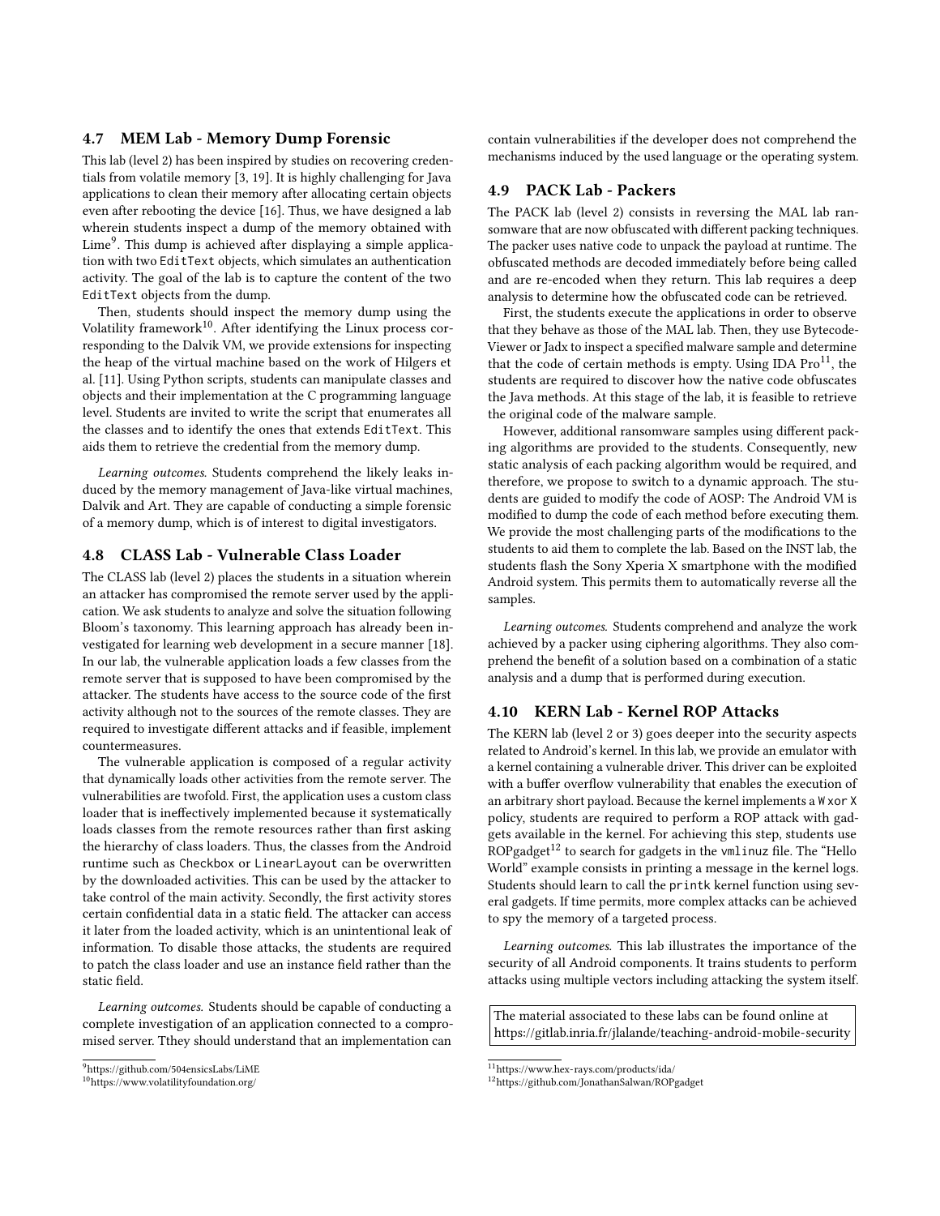### 4.7 MEM Lab - Memory Dump Forensic

This lab (level 2) has been inspired by studies on recovering credentials from volatile memory [3, 19]. It is highly challenging for Java applications to clean their memory after allocating certain objects even after rebooting the device [16]. Thus, we have designed a lab wherein students inspect a dump of the memory obtained with Lime[9]. This dump is achieved after displaying a simple application with two `EditText` objects, which simulates an authentication activity. The goal of the lab is to capture the content of the two `EditText` objects from the dump.

Then, students should inspect the memory dump using the Volatility framework[10]. After identifying the Linux process corresponding to the Dalvik VM, we provide extensions for inspecting the heap of the virtual machine based on the work of Hilgers et al. [11]. Using Python scripts, students can manipulate classes and objects and their implementation at the C programming language level. Students are invited to write the script that enumerates all the classes and to identify the ones that extends `EditText`. This aids them to retrieve the credential from the memory dump.

*Learning outcomes.* Students comprehend the likely leaks induced by the memory management of Java-like virtual machines, Dalvik and Art. They are capable of conducting a simple forensic of a memory dump, which is of interest to digital investigators.

### 4.8 CLASS Lab - Vulnerable Class Loader

The CLASS lab (level 2) places the students in a situation wherein an attacker has compromised the remote server used by the application. We ask students to analyze and solve the situation following Bloom's taxonomy. This learning approach has already been investigated for learning web development in a secure manner [18]. In our lab, the vulnerable application loads a few classes from the remote server that is supposed to have been compromised by the attacker. The students have access to the source code of the first activity although not to the sources of the remote classes. They are required to investigate different attacks and if feasible, implement countermeasures.

The vulnerable application is composed of a regular activity that dynamically loads other activities from the remote server. The vulnerabilities are twofold. First, the application uses a custom class loader that is ineffectively implemented because it systematically loads classes from the remote resources rather than first asking the hierarchy of class loaders. Thus, the classes from the Android runtime such as `Checkbox` or `LinearLayout` can be overwritten by the downloaded activities. This can be used by the attacker to take control of the main activity. Secondly, the first activity stores certain confidential data in a static field. The attacker can access it later from the loaded activity, which is an unintentional leak of information. To disable those attacks, the students are required to patch the class loader and use an instance field rather than the static field.

*Learning outcomes.* Students should be capable of conducting a complete investigation of an application connected to a compromised server. Tthey should understand that an implementation can contain vulnerabilities if the developer does not comprehend the mechanisms induced by the used language or the operating system.

### 4.9 PACK Lab - Packers

The PACK lab (level 2) consists in reversing the MAL lab ransomware that are now obfuscated with different packing techniques. The packer uses native code to unpack the payload at runtime. The obfuscated methods are decoded immediately before being called and are re-encoded when they return. This lab requires a deep analysis to determine how the obfuscated code can be retrieved.

First, the students execute the applications in order to observe that they behave as those of the MAL lab. Then, they use Bytecode-Viewer or Jadx to inspect a specified malware sample and determine that the code of certain methods is empty. Using IDA Pro[11], the students are required to discover how the native code obfuscates the Java methods. At this stage of the lab, it is feasible to retrieve the original code of the malware sample.

However, additional ransomware samples using different packing algorithms are provided to the students. Consequently, new static analysis of each packing algorithm would be required, and therefore, we propose to switch to a dynamic approach. The students are guided to modify the code of AOSP: The Android VM is modified to dump the code of each method before executing them. We provide the most challenging parts of the modifications to the students to aid them to complete the lab. Based on the INST lab, the students flash the Sony Xperia X smartphone with the modified Android system. This permits them to automatically reverse all the samples.

*Learning outcomes.* Students comprehend and analyze the work achieved by a packer using ciphering algorithms. They also comprehend the benefit of a solution based on a combination of a static analysis and a dump that is performed during execution.

### 4.10 KERN Lab - Kernel ROP Attacks

The KERN lab (level 2 or 3) goes deeper into the security aspects related to Android's kernel. In this lab, we provide an emulator with a kernel containing a vulnerable driver. This driver can be exploited with a buffer overflow vulnerability that enables the execution of an arbitrary short payload. Because the kernel implements a `W xor X` policy, students are required to perform a ROP attack with gadgets available in the kernel. For achieving this step, students use ROPgadget[12] to search for gadgets in the `vmlinuz` file. The "Hello World" example consists in printing a message in the kernel logs. Students should learn to call the `printk` kernel function using several gadgets. If time permits, more complex attacks can be achieved to spy the memory of a targeted process.

*Learning outcomes.* This lab illustrates the importance of the security of all Android components. It trains students to perform attacks using multiple vectors including attacking the system itself.

The material associated to these labs can be found online at https://gitlab.inria.fr/jlalande/teaching-android-mobile-security

[9] https://github.com/504ensicsLabs/LiME

[10] https://www.volatilityfoundation.org/

[11] https://www.hex-rays.com/products/ida/

[12] https://github.com/JonathanSalwan/ROPgadget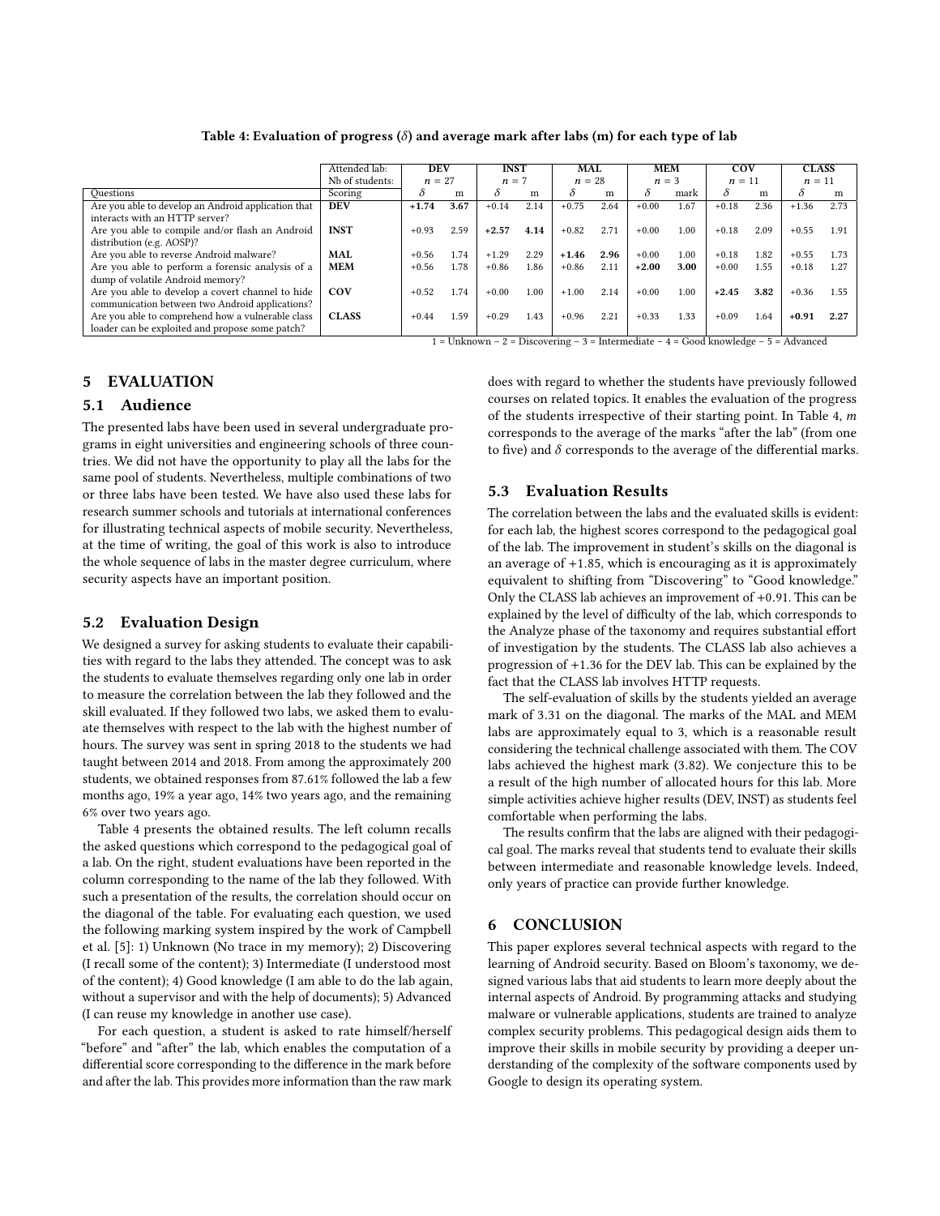**Table 4: Evaluation of progress (δ) and average mark after labs (m) for each type of lab**

| | Attended lab: | DEV | | INST | | MAL | | MEM | | COV | | CLASS | |
|---|---|---|---|---|---|---|---|---|---|---|---|---|---|
| | Nb of students: | $n = 27$ | | $n = 7$ | | $n = 28$ | | $n = 3$ | | $n = 11$ | | $n = 11$ | |
| Questions | Scoring | $\delta$ | m | $\delta$ | m | $\delta$ | m | $\delta$ | mark | $\delta$ | m | $\delta$ | m |
| Are you able to develop an Android application that interacts with an HTTP server? | **DEV** | **+1.74** | **3.67** | +0.14 | 2.14 | +0.75 | 2.64 | +0.00 | 1.67 | +0.18 | 2.36 | +1.36 | 2.73 |
| Are you able to compile and/or flash an Android distribution (e.g. AOSP)? | **INST** | +0.93 | 2.59 | **+2.57** | **4.14** | +0.82 | 2.71 | +0.00 | 1.00 | +0.18 | 2.09 | +0.55 | 1.91 |
| Are you able to reverse Android malware? | **MAL** | +0.56 | 1.74 | +1.29 | 2.29 | **+1.46** | **2.96** | +0.00 | 1.00 | +0.18 | 1.82 | +0.55 | 1.73 |
| Are you able to perform a forensic analysis of a dump of volatile Android memory? | **MEM** | +0.56 | 1.78 | +0.86 | 1.86 | +0.86 | 2.11 | **+2.00** | **3.00** | +0.00 | 1.55 | +0.18 | 1.27 |
| Are you able to develop a covert channel to hide communication between two Android applications? | **COV** | +0.52 | 1.74 | +0.00 | 1.00 | +1.00 | 2.14 | +0.00 | 1.00 | **+2.45** | **3.82** | +0.36 | 1.55 |
| Are you able to comprehend how a vulnerable class loader can be exploited and propose some patch? | **CLASS** | +0.44 | 1.59 | +0.29 | 1.43 | +0.96 | 2.21 | +0.33 | 1.33 | +0.09 | 1.64 | **+0.91** | **2.27** |

1 = Unknown – 2 = Discovering – 3 = Intermediate – 4 = Good knowledge – 5 = Advanced

## 5 EVALUATION

### 5.1 Audience

The presented labs have been used in several undergraduate programs in eight universities and engineering schools of three countries. We did not have the opportunity to play all the labs for the same pool of students. Nevertheless, multiple combinations of two or three labs have been tested. We have also used these labs for research summer schools and tutorials at international conferences for illustrating technical aspects of mobile security. Nevertheless, at the time of writing, the goal of this work is also to introduce the whole sequence of labs in the master degree curriculum, where security aspects have an important position.

### 5.2 Evaluation Design

We designed a survey for asking students to evaluate their capabilities with regard to the labs they attended. The concept was to ask the students to evaluate themselves regarding only one lab in order to measure the correlation between the lab they followed and the skill evaluated. If they followed two labs, we asked them to evaluate themselves with respect to the lab with the highest number of hours. The survey was sent in spring 2018 to the students we had taught between 2014 and 2018. From among the approximately 200 students, we obtained responses from 87.61% followed the lab a few months ago, 19% a year ago, 14% two years ago, and the remaining 6% over two years ago.

Table 4 presents the obtained results. The left column recalls the asked questions which correspond to the pedagogical goal of a lab. On the right, student evaluations have been reported in the column corresponding to the name of the lab they followed. With such a presentation of the results, the correlation should occur on the diagonal of the table. For evaluating each question, we used the following marking system inspired by the work of Campbell et al. [5]: 1) Unknown (No trace in my memory); 2) Discovering (I recall some of the content); 3) Intermediate (I understood most of the content); 4) Good knowledge (I am able to do the lab again, without a supervisor and with the help of documents); 5) Advanced (I can reuse my knowledge in another use case).

For each question, a student is asked to rate himself/herself "before" and "after" the lab, which enables the computation of a differential score corresponding to the difference in the mark before and after the lab. This provides more information than the raw mark does with regard to whether the students have previously followed courses on related topics. It enables the evaluation of the progress of the students irrespective of their starting point. In Table 4, $m$ corresponds to the average of the marks "after the lab" (from one to five) and $\delta$ corresponds to the average of the differential marks.

### 5.3 Evaluation Results

The correlation between the labs and the evaluated skills is evident: for each lab, the highest scores correspond to the pedagogical goal of the lab. The improvement in student's skills on the diagonal is an average of +1.85, which is encouraging as it is approximately equivalent to shifting from "Discovering" to "Good knowledge." Only the CLASS lab achieves an improvement of +0.91. This can be explained by the level of difficulty of the lab, which corresponds to the Analyze phase of the taxonomy and requires substantial effort of investigation by the students. The CLASS lab also achieves a progression of +1.36 for the DEV lab. This can be explained by the fact that the CLASS lab involves HTTP requests.

The self-evaluation of skills by the students yielded an average mark of 3.31 on the diagonal. The marks of the MAL and MEM labs are approximately equal to 3, which is a reasonable result considering the technical challenge associated with them. The COV labs achieved the highest mark (3.82). We conjecture this to be a result of the high number of allocated hours for this lab. More simple activities achieve higher results (DEV, INST) as students feel comfortable when performing the labs.

The results confirm that the labs are aligned with their pedagogical goal. The marks reveal that students tend to evaluate their skills between intermediate and reasonable knowledge levels. Indeed, only years of practice can provide further knowledge.

## 6 CONCLUSION

This paper explores several technical aspects with regard to the learning of Android security. Based on Bloom's taxonomy, we designed various labs that aid students to learn more deeply about the internal aspects of Android. By programming attacks and studying malware or vulnerable applications, students are trained to analyze complex security problems. This pedagogical design aids them to improve their skills in mobile security by providing a deeper understanding of the complexity of the software components used by Google to design its operating system.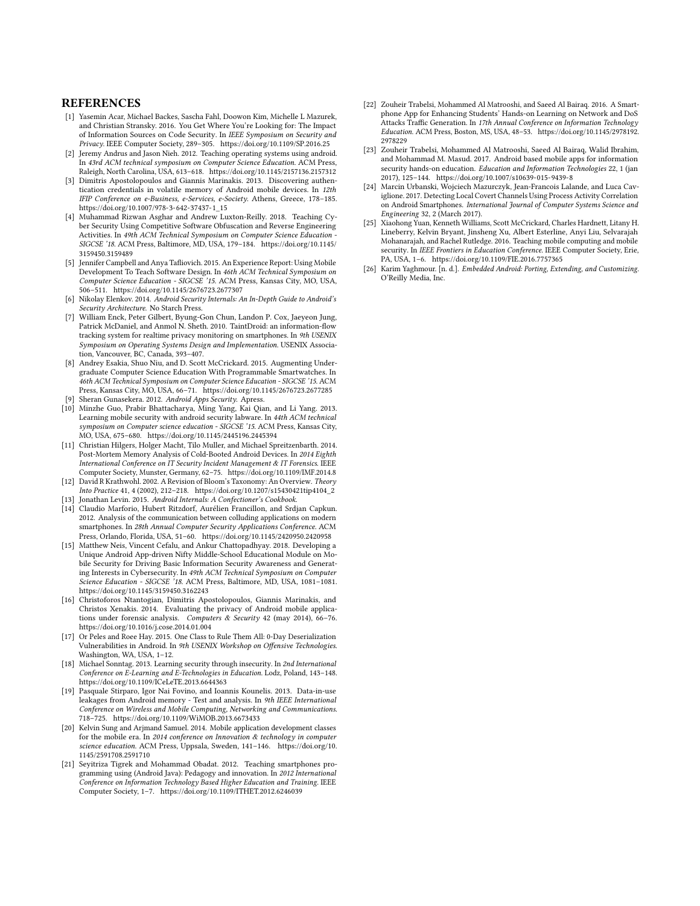## REFERENCES

[1] Yasemin Acar, Michael Backes, Sascha Fahl, Doowon Kim, Michelle L Mazurek, and Christian Stransky. 2016. You Get Where You're Looking for: The Impact of Information Sources on Code Security. In *IEEE Symposium on Security and Privacy*. IEEE Computer Society, 289–305. https://doi.org/10.1109/SP.2016.25

[2] Jeremy Andrus and Jason Nieh. 2012. Teaching operating systems using android. In *43rd ACM technical symposium on Computer Science Education*. ACM Press, Raleigh, North Carolina, USA, 613–618. https://doi.org/10.1145/2157136.2157312

[3] Dimitris Apostolopoulos and Giannis Marinakis. 2013. Discovering authentication credentials in volatile memory of Android mobile devices. In *12th IFIP Conference on e-Business, e-Services, e-Society*. Athens, Greece, 178–185. https://doi.org/10.1007/978-3-642-37437-1_15

[4] Muhammad Rizwan Asghar and Andrew Luxton-Reilly. 2018. Teaching Cyber Security Using Competitive Software Obfuscation and Reverse Engineering Activities. In *49th ACM Technical Symposium on Computer Science Education - SIGCSE '18*. ACM Press, Baltimore, MD, USA, 179–184. https://doi.org/10.1145/3159450.3159489

[5] Jennifer Campbell and Anya Tafliovich. 2015. An Experience Report: Using Mobile Development To Teach Software Design. In *46th ACM Technical Symposium on Computer Science Education - SIGCSE '15*. ACM Press, Kansas City, MO, USA, 506–511. https://doi.org/10.1145/2676723.2677307

[6] Nikolay Elenkov. 2014. *Android Security Internals: An In-Depth Guide to Android's Security Architecture.* No Starch Press.

[7] William Enck, Peter Gilbert, Byung-Gon Chun, Landon P. Cox, Jaeyeon Jung, Patrick McDaniel, and Anmol N. Sheth. 2010. TaintDroid: an information-flow tracking system for realtime privacy monitoring on smartphones. In *9th USENIX Symposium on Operating Systems Design and Implementation*. USENIX Association, Vancouver, BC, Canada, 393–407.

[8] Andrey Esakia, Shuo Niu, and D. Scott McCrickard. 2015. Augmenting Undergraduate Computer Science Education With Programmable Smartwatches. In *46th ACM Technical Symposium on Computer Science Education - SIGCSE '15*. ACM Press, Kansas City, MO, USA, 66–71. https://doi.org/10.1145/2676723.2677285

[9] Sheran Gunasekera. 2012. *Android Apps Security.* Apress.

[10] Minzhe Guo, Prabir Bhattacharya, Ming Yang, Kai Qian, and Li Yang. 2013. Learning mobile security with android security labware. In *44th ACM technical symposium on Computer science education - SIGCSE '15*. ACM Press, Kansas City, MO, USA, 675–680. https://doi.org/10.1145/2445196.2445394

[11] Christian Hilgers, Holger Macht, Tilo Muller, and Michael Spreitzenbarth. 2014. Post-Mortem Memory Analysis of Cold-Booted Android Devices. In *2014 Eighth International Conference on IT Security Incident Management & IT Forensics*. IEEE Computer Society, Munster, Germany, 62–75. https://doi.org/10.1109/IMF.2014.8

[12] David R Krathwohl. 2002. A Revision of Bloom's Taxonomy: An Overview. *Theory Into Practice* 41, 4 (2002), 212–218. https://doi.org/10.1207/s15430421tip4104_2

[13] Jonathan Levin. 2015. *Android Internals: A Confectioner's Cookbook.*

[14] Claudio Marforio, Hubert Ritzdorf, Aurélien Francillon, and Srdjan Capkun. 2012. Analysis of the communication between colluding applications on modern smartphones. In *28th Annual Computer Security Applications Conference*. ACM Press, Orlando, Florida, USA, 51–60. https://doi.org/10.1145/2420950.2420958

[15] Matthew Neis, Vincent Cefalu, and Ankur Chattopadhyay. 2018. Developing a Unique Android App-driven Nifty Middle-School Educational Module on Mobile Security for Driving Basic Information Security Awareness and Generating Interests in Cybersecurity. In *49th ACM Technical Symposium on Computer Science Education - SIGCSE '18*. ACM Press, Baltimore, MD, USA, 1081–1081. https://doi.org/10.1145/3159450.3162243

[16] Christoforos Ntantogian, Dimitris Apostolopoulos, Giannis Marinakis, and Christos Xenakis. 2014. Evaluating the privacy of Android mobile applications under forensic analysis. *Computers & Security* 42 (may 2014), 66–76. https://doi.org/10.1016/j.cose.2014.01.004

[17] Or Peles and Roee Hay. 2015. One Class to Rule Them All: 0-Day Deserialization Vulnerabilities in Android. In *9th USENIX Workshop on Offensive Technologies*. Washington, WA, USA, 1–12.

[18] Michael Sonntag. 2013. Learning security through insecurity. In *2nd International Conference on E-Learning and E-Technologies in Education*. Lodz, Poland, 143–148. https://doi.org/10.1109/ICeLeTE.2013.6644363

[19] Pasquale Stirparo, Igor Nai Fovino, and Ioannis Kounelis. 2013. Data-in-use leakages from Android memory - Test and analysis. In *9th IEEE International Conference on Wireless and Mobile Computing, Networking and Communications*. 718–725. https://doi.org/10.1109/WiMOB.2013.6673433

[20] Kelvin Sung and Arjmand Samuel. 2014. Mobile application development classes for the mobile era. In *2014 conference on Innovation & technology in computer science education*. ACM Press, Uppsala, Sweden, 141–146. https://doi.org/10.1145/2591708.2591710

[21] Seyitriza Tigrek and Mohammad Obadat. 2012. Teaching smartphones programming using (Android Java): Pedagogy and innovation. In *2012 International Conference on Information Technology Based Higher Education and Training*. IEEE Computer Society, 1–7. https://doi.org/10.1109/ITHET.2012.6246039

[22] Zouheir Trabelsi, Mohammed Al Matrooshi, and Saeed Al Bairaq. 2016. A Smartphone App for Enhancing Students' Hands-on Learning on Network and DoS Attacks Traffic Generation. In *17th Annual Conference on Information Technology Education*. ACM Press, Boston, MS, USA, 48–53. https://doi.org/10.1145/2978192.2978229

[23] Zouheir Trabelsi, Mohammed Al Matrooshi, Saeed Al Bairaq, Walid Ibrahim, and Mohammad M. Masud. 2017. Android based mobile apps for information security hands-on education. *Education and Information Technologies* 22, 1 (jan 2017), 125–144. https://doi.org/10.1007/s10639-015-9439-8

[24] Marcin Urbanski, Wojciech Mazurczyk, Jean-Francois Lalande, and Luca Caviglione. 2017. Detecting Local Covert Channels Using Process Activity Correlation on Android Smartphones. *International Journal of Computer Systems Science and Engineering* 32, 2 (March 2017).

[25] Xiaohong Yuan, Kenneth Williams, Scott McCrickard, Charles Hardnett, Litany H. Lineberry, Kelvin Bryant, Jinsheng Xu, Albert Esterline, Anyi Liu, Selvarajah Mohanarajah, and Rachel Rutledge. 2016. Teaching mobile computing and mobile security. In *IEEE Frontiers in Education Conference*. IEEE Computer Society, Erie, PA, USA, 1–6. https://doi.org/10.1109/FIE.2016.7757365

[26] Karim Yaghmour. [n. d.]. *Embedded Android: Porting, Extending, and Customizing.* O'Reilly Media, Inc.